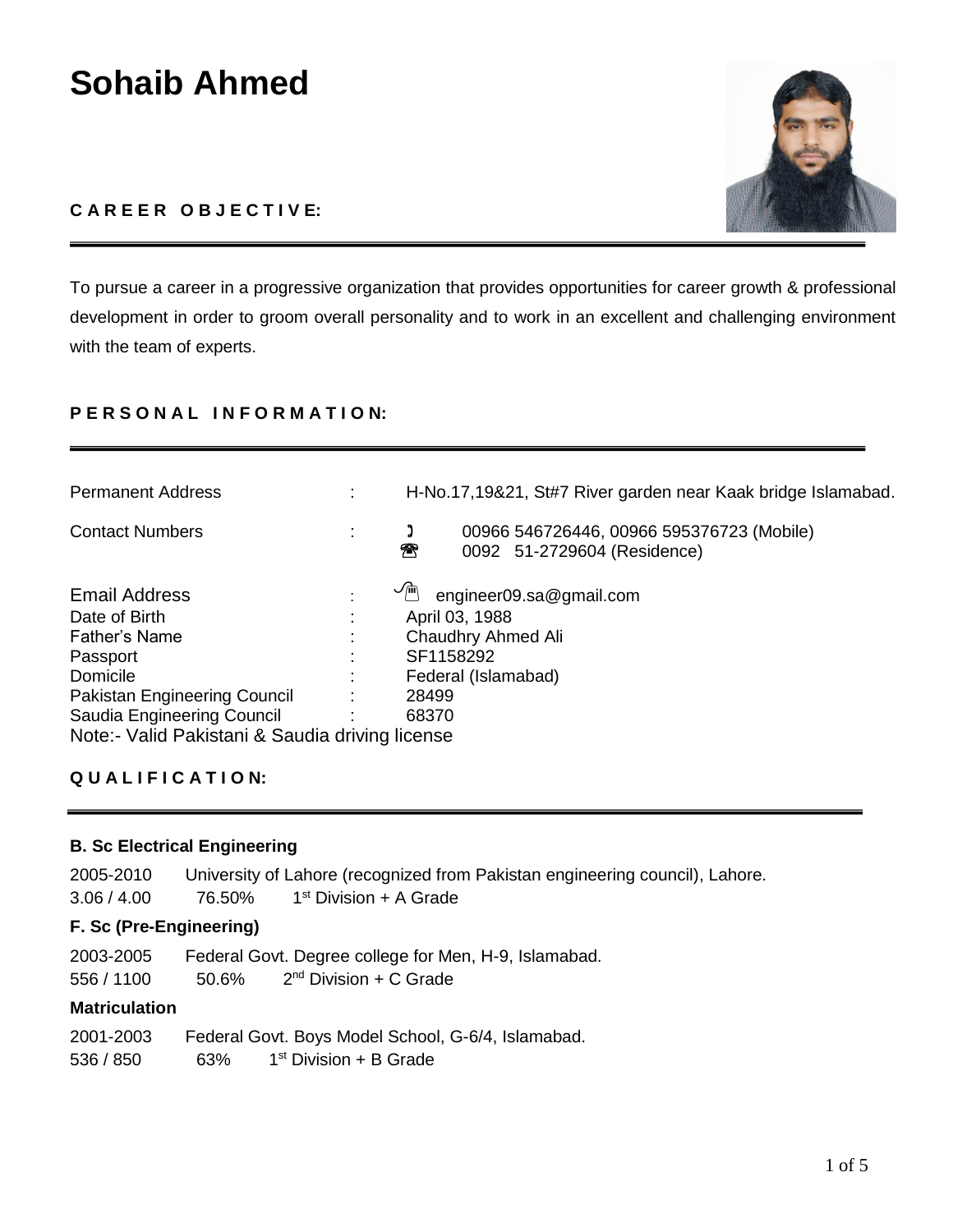# Sohaib Ahmed

## CAREER OBJECTIVE:

To pursue a career in a progressive organization that provides opportunities for career growth & professional development in order to groom overall personality and to work in an excellent and challenging environment with the team of experts.

## PERSONAL INFORMATION:

| | | |
|---|---|---|
| Permanent Address | : | H-No.17,19&21, St#7 River garden near Kaak bridge Islamabad. |
| Contact Numbers | : | 00966 546726446, 00966 595376723 (Mobile)<br>0092 51-2729604 (Residence) |
| Email Address | : | engineer09.sa@gmail.com |
| Date of Birth | : | April 03, 1988 |
| Father's Name | : | Chaudhry Ahmed Ali |
| Passport | : | SF1158292 |
| Domicile | : | Federal (Islamabad) |
| Pakistan Engineering Council | : | 28499 |
| Saudia Engineering Council | : | 68370 |

Note:- Valid Pakistani & Saudia driving license

## QUALIFICATION:

**B. Sc Electrical Engineering**

2005-2010 University of Lahore (recognized from Pakistan engineering council), Lahore.
3.06 / 4.00 76.50% 1st Division + A Grade

**F. Sc (Pre-Engineering)**

2003-2005 Federal Govt. Degree college for Men, H-9, Islamabad.
556 / 1100 50.6% 2nd Division + C Grade

**Matriculation**

2001-2003 Federal Govt. Boys Model School, G-6/4, Islamabad.
536 / 850 63% 1st Division + B Grade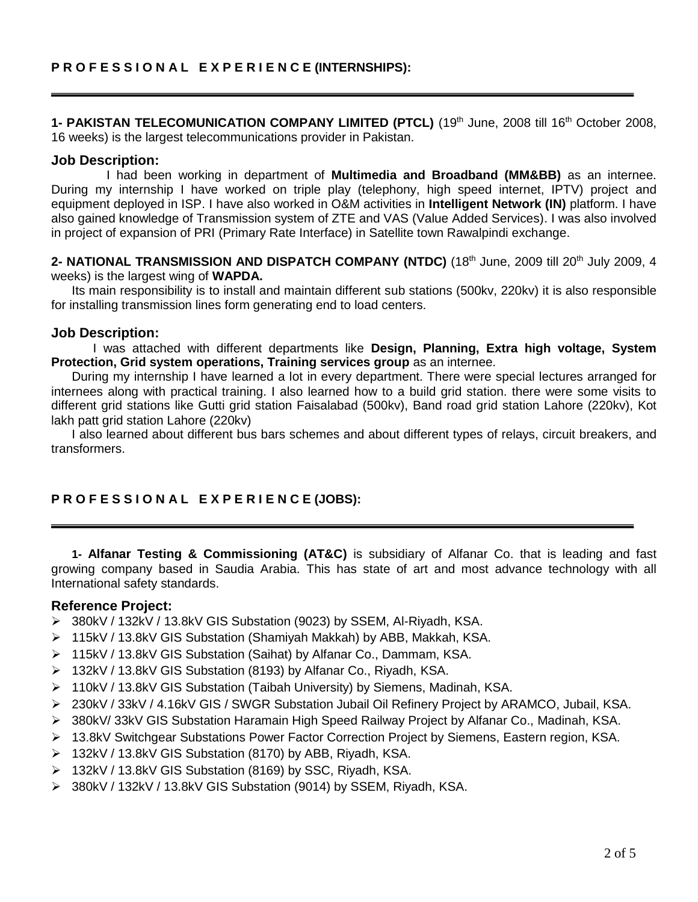## P R O F E S S I O N A L   E X P E R I E N C E (INTERNSHIPS):

---

**1- PAKISTAN TELECOMUNICATION COMPANY LIMITED (PTCL)** (19th June, 2008 till 16th October 2008, 16 weeks) is the largest telecommunications provider in Pakistan.

### Job Description:

I had been working in department of **Multimedia and Broadband (MM&BB)** as an internee. During my internship I have worked on triple play (telephony, high speed internet, IPTV) project and equipment deployed in ISP. I have also worked in O&M activities in **Intelligent Network (IN)** platform. I have also gained knowledge of Transmission system of ZTE and VAS (Value Added Services). I was also involved in project of expansion of PRI (Primary Rate Interface) in Satellite town Rawalpindi exchange.

**2- NATIONAL TRANSMISSION AND DISPATCH COMPANY (NTDC)** (18th June, 2009 till 20th July 2009, 4 weeks) is the largest wing of **WAPDA.**

Its main responsibility is to install and maintain different sub stations (500kv, 220kv) it is also responsible for installing transmission lines form generating end to load centers.

### Job Description:

I was attached with different departments like **Design, Planning, Extra high voltage, System Protection, Grid system operations, Training services group** as an internee.

During my internship I have learned a lot in every department. There were special lectures arranged for internees along with practical training. I also learned how to a build grid station. there were some visits to different grid stations like Gutti grid station Faisalabad (500kv), Band road grid station Lahore (220kv), Kot lakh patt grid station Lahore (220kv)

I also learned about different bus bars schemes and about different types of relays, circuit breakers, and transformers.

## P R O F E S S I O N A L   E X P E R I E N C E (JOBS):

---

**1- Alfanar Testing & Commissioning (AT&C)** is subsidiary of Alfanar Co. that is leading and fast growing company based in Saudia Arabia. This has state of art and most advance technology with all International safety standards.

### Reference Project:

- 380kV / 132kV / 13.8kV GIS Substation (9023) by SSEM, Al-Riyadh, KSA.
- 115kV / 13.8kV GIS Substation (Shamiyah Makkah) by ABB, Makkah, KSA.
- 115kV / 13.8kV GIS Substation (Saihat) by Alfanar Co., Dammam, KSA.
- 132kV / 13.8kV GIS Substation (8193) by Alfanar Co., Riyadh, KSA.
- 110kV / 13.8kV GIS Substation (Taibah University) by Siemens, Madinah, KSA.
- 230kV / 33kV / 4.16kV GIS / SWGR Substation Jubail Oil Refinery Project by ARAMCO, Jubail, KSA.
- 380kV/ 33kV GIS Substation Haramain High Speed Railway Project by Alfanar Co., Madinah, KSA.
- 13.8kV Switchgear Substations Power Factor Correction Project by Siemens, Eastern region, KSA.
- 132kV / 13.8kV GIS Substation (8170) by ABB, Riyadh, KSA.
- 132kV / 13.8kV GIS Substation (8169) by SSC, Riyadh, KSA.
- 380kV / 132kV / 13.8kV GIS Substation (9014) by SSEM, Riyadh, KSA.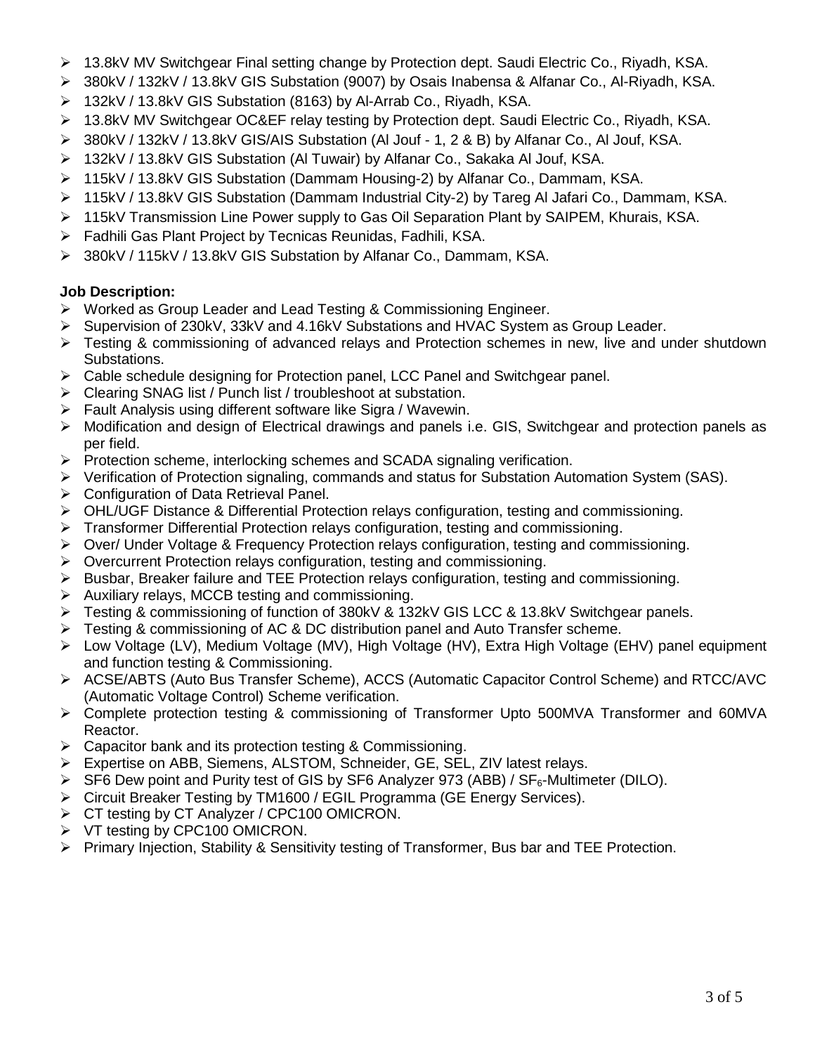- 13.8kV MV Switchgear Final setting change by Protection dept. Saudi Electric Co., Riyadh, KSA.
- 380kV / 132kV / 13.8kV GIS Substation (9007) by Osais Inabensa & Alfanar Co., Al-Riyadh, KSA.
- 132kV / 13.8kV GIS Substation (8163) by Al-Arrab Co., Riyadh, KSA.
- 13.8kV MV Switchgear OC&EF relay testing by Protection dept. Saudi Electric Co., Riyadh, KSA.
- 380kV / 132kV / 13.8kV GIS/AIS Substation (Al Jouf - 1, 2 & B) by Alfanar Co., Al Jouf, KSA.
- 132kV / 13.8kV GIS Substation (Al Tuwair) by Alfanar Co., Sakaka Al Jouf, KSA.
- 115kV / 13.8kV GIS Substation (Dammam Housing-2) by Alfanar Co., Dammam, KSA.
- 115kV / 13.8kV GIS Substation (Dammam Industrial City-2) by Tareg Al Jafari Co., Dammam, KSA.
- 115kV Transmission Line Power supply to Gas Oil Separation Plant by SAIPEM, Khurais, KSA.
- Fadhili Gas Plant Project by Tecnicas Reunidas, Fadhili, KSA.
- 380kV / 115kV / 13.8kV GIS Substation by Alfanar Co., Dammam, KSA.

**Job Description:**

- Worked as Group Leader and Lead Testing & Commissioning Engineer.
- Supervision of 230kV, 33kV and 4.16kV Substations and HVAC System as Group Leader.
- Testing & commissioning of advanced relays and Protection schemes in new, live and under shutdown Substations.
- Cable schedule designing for Protection panel, LCC Panel and Switchgear panel.
- Clearing SNAG list / Punch list / troubleshoot at substation.
- Fault Analysis using different software like Sigra / Wavewin.
- Modification and design of Electrical drawings and panels i.e. GIS, Switchgear and protection panels as per field.
- Protection scheme, interlocking schemes and SCADA signaling verification.
- Verification of Protection signaling, commands and status for Substation Automation System (SAS).
- Configuration of Data Retrieval Panel.
- OHL/UGF Distance & Differential Protection relays configuration, testing and commissioning.
- Transformer Differential Protection relays configuration, testing and commissioning.
- Over/ Under Voltage & Frequency Protection relays configuration, testing and commissioning.
- Overcurrent Protection relays configuration, testing and commissioning.
- Busbar, Breaker failure and TEE Protection relays configuration, testing and commissioning.
- Auxiliary relays, MCCB testing and commissioning.
- Testing & commissioning of function of 380kV & 132kV GIS LCC & 13.8kV Switchgear panels.
- Testing & commissioning of AC & DC distribution panel and Auto Transfer scheme.
- Low Voltage (LV), Medium Voltage (MV), High Voltage (HV), Extra High Voltage (EHV) panel equipment and function testing & Commissioning.
- ACSE/ABTS (Auto Bus Transfer Scheme), ACCS (Automatic Capacitor Control Scheme) and RTCC/AVC (Automatic Voltage Control) Scheme verification.
- Complete protection testing & commissioning of Transformer Upto 500MVA Transformer and 60MVA Reactor.
- Capacitor bank and its protection testing & Commissioning.
- Expertise on ABB, Siemens, ALSTOM, Schneider, GE, SEL, ZIV latest relays.
- SF6 Dew point and Purity test of GIS by SF6 Analyzer 973 (ABB) / $SF_6$-Multimeter (DILO).
- Circuit Breaker Testing by TM1600 / EGIL Programma (GE Energy Services).
- CT testing by CT Analyzer / CPC100 OMICRON.
- VT testing by CPC100 OMICRON.
- Primary Injection, Stability & Sensitivity testing of Transformer, Bus bar and TEE Protection.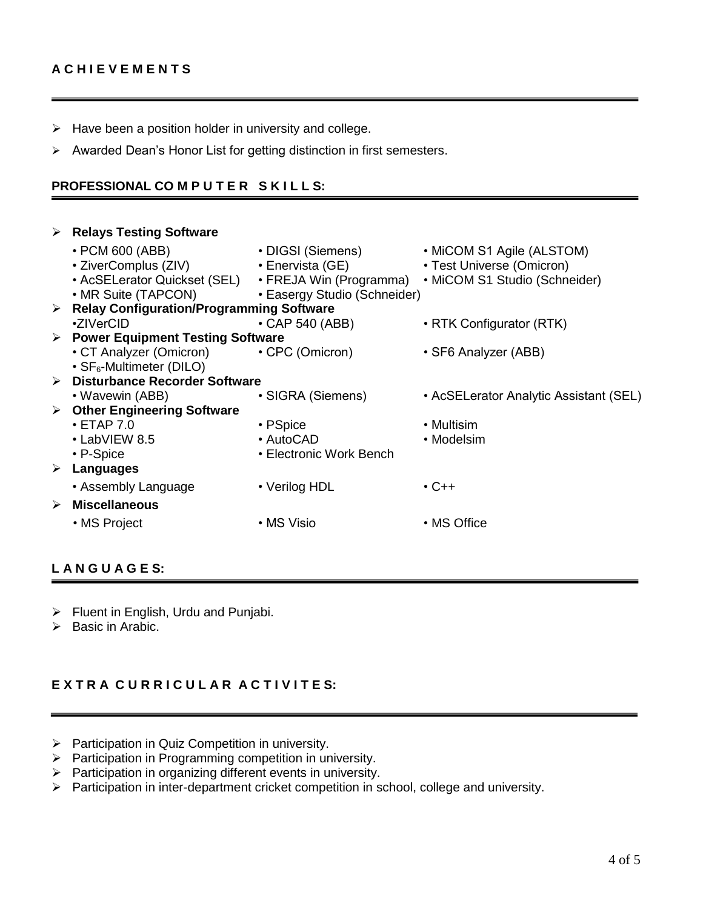## ACHIEVEMENTS

- Have been a position holder in university and college.
- Awarded Dean's Honor List for getting distinction in first semesters.

## PROFESSIONAL COMPUTER SKILLS:

- **Relays Testing Software**
  - • PCM 600 (ABB) • DIGSI (Siemens) • MiCOM S1 Agile (ALSTOM)
  - • ZiverComplus (ZIV) • Enervista (GE) • Test Universe (Omicron)
  - • AcSELerator Quickset (SEL) • FREJA Win (Programma) • MiCOM S1 Studio (Schneider)
  - • MR Suite (TAPCON) • Easergy Studio (Schneider)
- **Relay Configuration/Programming Software**
  - •ZIVerCID • CAP 540 (ABB) • RTK Configurator (RTK)
- **Power Equipment Testing Software**
  - • CT Analyzer (Omicron) • CPC (Omicron) • SF6 Analyzer (ABB)
  - • $SF_6$-Multimeter (DILO)
- **Disturbance Recorder Software**
  - • Wavewin (ABB) • SIGRA (Siemens) • AcSELerator Analytic Assistant (SEL)
- **Other Engineering Software**
  - • ETAP 7.0 • PSpice • Multisim
  - • LabVIEW 8.5 • AutoCAD • Modelsim
  - • P-Spice • Electronic Work Bench
- **Languages**
  - • Assembly Language • Verilog HDL • C++
- **Miscellaneous**
  - • MS Project • MS Visio • MS Office

## LANGUAGES:

- Fluent in English, Urdu and Punjabi.
- Basic in Arabic.

## EXTRA CURRICULAR ACTIVITES:

- Participation in Quiz Competition in university.
- Participation in Programming competition in university.
- Participation in organizing different events in university.
- Participation in inter-department cricket competition in school, college and university.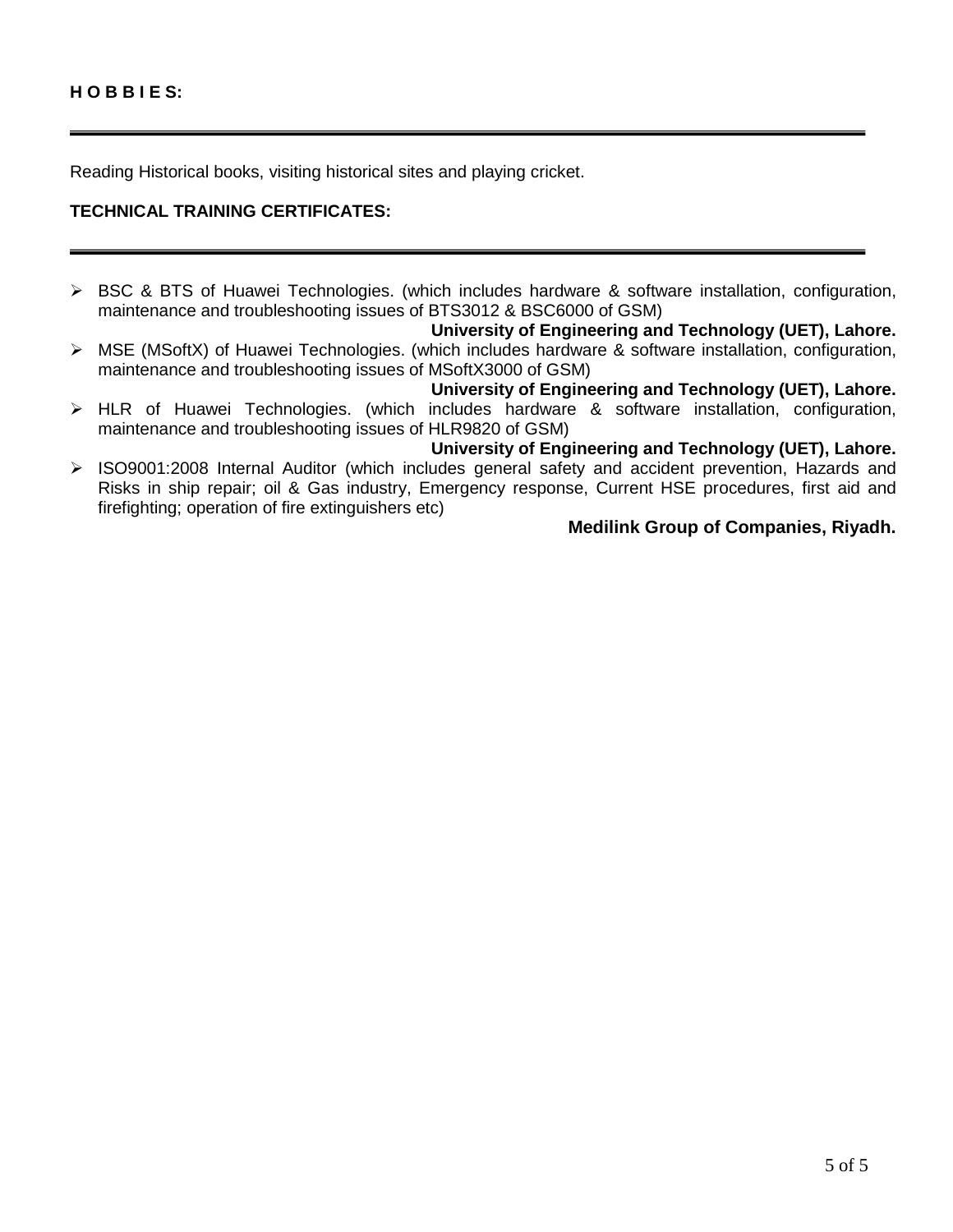**H O B B I E S:**

---

Reading Historical books, visiting historical sites and playing cricket.

**TECHNICAL TRAINING CERTIFICATES:**

---

- BSC & BTS of Huawei Technologies. (which includes hardware & software installation, configuration, maintenance and troubleshooting issues of BTS3012 & BSC6000 of GSM)
  **University of Engineering and Technology (UET), Lahore.**
- MSE (MSoftX) of Huawei Technologies. (which includes hardware & software installation, configuration, maintenance and troubleshooting issues of MSoftX3000 of GSM)
  **University of Engineering and Technology (UET), Lahore.**
- HLR of Huawei Technologies. (which includes hardware & software installation, configuration, maintenance and troubleshooting issues of HLR9820 of GSM)
  **University of Engineering and Technology (UET), Lahore.**
- ISO9001:2008 Internal Auditor (which includes general safety and accident prevention, Hazards and Risks in ship repair; oil & Gas industry, Emergency response, Current HSE procedures, first aid and firefighting; operation of fire extinguishers etc)
  **Medilink Group of Companies, Riyadh.**